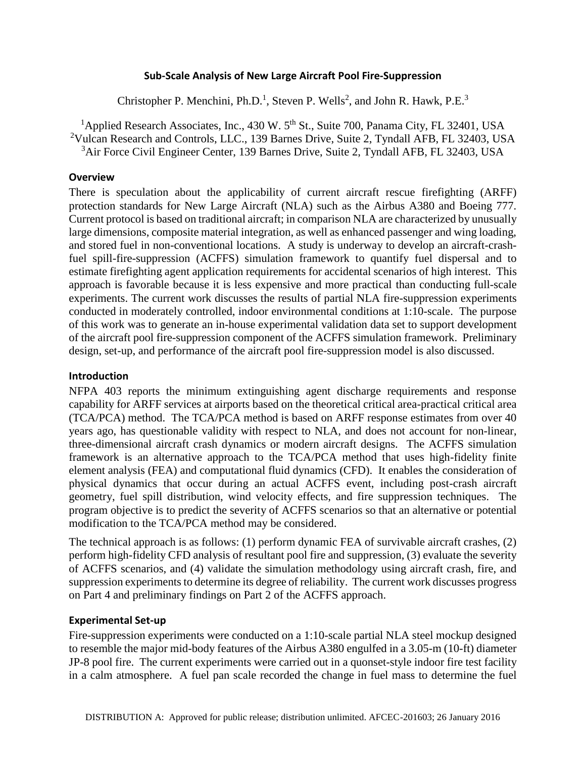# Sub-Scale Analysis of New Large Aircraft Pool Fire-Suppression

Christopher P. Menchini, Ph.D.[1], Steven P. Wells[2], and John R. Hawk, P.E.[3]

[1]Applied Research Associates, Inc., 430 W. 5th St., Suite 700, Panama City, FL 32401, USA
[2]Vulcan Research and Controls, LLC., 139 Barnes Drive, Suite 2, Tyndall AFB, FL 32403, USA
[3]Air Force Civil Engineer Center, 139 Barnes Drive, Suite 2, Tyndall AFB, FL 32403, USA

## Overview

There is speculation about the applicability of current aircraft rescue firefighting (ARFF) protection standards for New Large Aircraft (NLA) such as the Airbus A380 and Boeing 777. Current protocol is based on traditional aircraft; in comparison NLA are characterized by unusually large dimensions, composite material integration, as well as enhanced passenger and wing loading, and stored fuel in non-conventional locations. A study is underway to develop an aircraft-crash-fuel spill-fire-suppression (ACFFS) simulation framework to quantify fuel dispersal and to estimate firefighting agent application requirements for accidental scenarios of high interest. This approach is favorable because it is less expensive and more practical than conducting full-scale experiments. The current work discusses the results of partial NLA fire-suppression experiments conducted in moderately controlled, indoor environmental conditions at 1:10-scale. The purpose of this work was to generate an in-house experimental validation data set to support development of the aircraft pool fire-suppression component of the ACFFS simulation framework. Preliminary design, set-up, and performance of the aircraft pool fire-suppression model is also discussed.

## Introduction

NFPA 403 reports the minimum extinguishing agent discharge requirements and response capability for ARFF services at airports based on the theoretical critical area-practical critical area (TCA/PCA) method. The TCA/PCA method is based on ARFF response estimates from over 40 years ago, has questionable validity with respect to NLA, and does not account for non-linear, three-dimensional aircraft crash dynamics or modern aircraft designs. The ACFFS simulation framework is an alternative approach to the TCA/PCA method that uses high-fidelity finite element analysis (FEA) and computational fluid dynamics (CFD). It enables the consideration of physical dynamics that occur during an actual ACFFS event, including post-crash aircraft geometry, fuel spill distribution, wind velocity effects, and fire suppression techniques. The program objective is to predict the severity of ACFFS scenarios so that an alternative or potential modification to the TCA/PCA method may be considered.

The technical approach is as follows: (1) perform dynamic FEA of survivable aircraft crashes, (2) perform high-fidelity CFD analysis of resultant pool fire and suppression, (3) evaluate the severity of ACFFS scenarios, and (4) validate the simulation methodology using aircraft crash, fire, and suppression experiments to determine its degree of reliability. The current work discusses progress on Part 4 and preliminary findings on Part 2 of the ACFFS approach.

## Experimental Set-up

Fire-suppression experiments were conducted on a 1:10-scale partial NLA steel mockup designed to resemble the major mid-body features of the Airbus A380 engulfed in a 3.05-m (10-ft) diameter JP-8 pool fire. The current experiments were carried out in a quonset-style indoor fire test facility in a calm atmosphere. A fuel pan scale recorded the change in fuel mass to determine the fuel

DISTRIBUTION A: Approved for public release; distribution unlimited. AFCEC-201603; 26 January 2016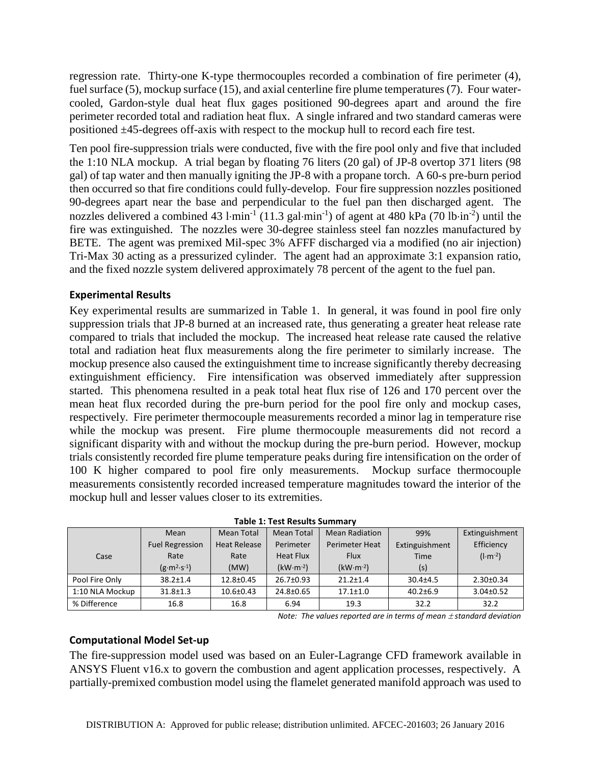regression rate. Thirty-one K-type thermocouples recorded a combination of fire perimeter (4), fuel surface (5), mockup surface (15), and axial centerline fire plume temperatures (7). Four water-cooled, Gardon-style dual heat flux gages positioned 90-degrees apart and around the fire perimeter recorded total and radiation heat flux. A single infrared and two standard cameras were positioned ±45-degrees off-axis with respect to the mockup hull to record each fire test.

Ten pool fire-suppression trials were conducted, five with the fire pool only and five that included the 1:10 NLA mockup. A trial began by floating 76 liters (20 gal) of JP-8 overtop 371 liters (98 gal) of tap water and then manually igniting the JP-8 with a propane torch. A 60-s pre-burn period then occurred so that fire conditions could fully-develop. Four fire suppression nozzles positioned 90-degrees apart near the base and perpendicular to the fuel pan then discharged agent. The nozzles delivered a combined 43 $l \cdot min^{-1}$ (11.3 $gal \cdot min^{-1}$) of agent at 480 kPa (70 $lb \cdot in^{-2}$) until the fire was extinguished. The nozzles were 30-degree stainless steel fan nozzles manufactured by BETE. The agent was premixed Mil-spec 3% AFFF discharged via a modified (no air injection) Tri-Max 30 acting as a pressurized cylinder. The agent had an approximate 3:1 expansion ratio, and the fixed nozzle system delivered approximately 78 percent of the agent to the fuel pan.

### Experimental Results

Key experimental results are summarized in Table 1. In general, it was found in pool fire only suppression trials that JP-8 burned at an increased rate, thus generating a greater heat release rate compared to trials that included the mockup. The increased heat release rate caused the relative total and radiation heat flux measurements along the fire perimeter to similarly increase. The mockup presence also caused the extinguishment time to increase significantly thereby decreasing extinguishment efficiency. Fire intensification was observed immediately after suppression started. This phenomena resulted in a peak total heat flux rise of 126 and 170 percent over the mean heat flux recorded during the pre-burn period for the pool fire only and mockup cases, respectively. Fire perimeter thermocouple measurements recorded a minor lag in temperature rise while the mockup was present. Fire plume thermocouple measurements did not record a significant disparity with and without the mockup during the pre-burn period. However, mockup trials consistently recorded fire plume temperature peaks during fire intensification on the order of 100 K higher compared to pool fire only measurements. Mockup surface thermocouple measurements consistently recorded increased temperature magnitudes toward the interior of the mockup hull and lesser values closer to its extremities.

**Table 1: Test Results Summary**

| Case | Mean Fuel Regression Rate ($g \cdot m^{2} \cdot s^{-1}$) | Mean Total Heat Release Rate (MW) | Mean Total Perimeter Heat Flux ($kW \cdot m^{-2}$) | Mean Radiation Perimeter Heat Flux ($kW \cdot m^{-2}$) | 99% Extinguishment Time (s) | Extinguishment Efficiency ($l \cdot m^{-2}$) |
|---|---|---|---|---|---|---|
| Pool Fire Only | 38.2±1.4 | 12.8±0.45 | 26.7±0.93 | 21.2±1.4 | 30.4±4.5 | 2.30±0.34 |
| 1:10 NLA Mockup | 31.8±1.3 | 10.6±0.43 | 24.8±0.65 | 17.1±1.0 | 40.2±6.9 | 3.04±0.52 |
| % Difference | 16.8 | 16.8 | 6.94 | 19.3 | 32.2 | 32.2 |

*Note: The values reported are in terms of mean ± standard deviation*

### Computational Model Set-up

The fire-suppression model used was based on an Euler-Lagrange CFD framework available in ANSYS Fluent v16.x to govern the combustion and agent application processes, respectively. A partially-premixed combustion model using the flamelet generated manifold approach was used to

DISTRIBUTION A: Approved for public release; distribution unlimited. AFCEC-201603; 26 January 2016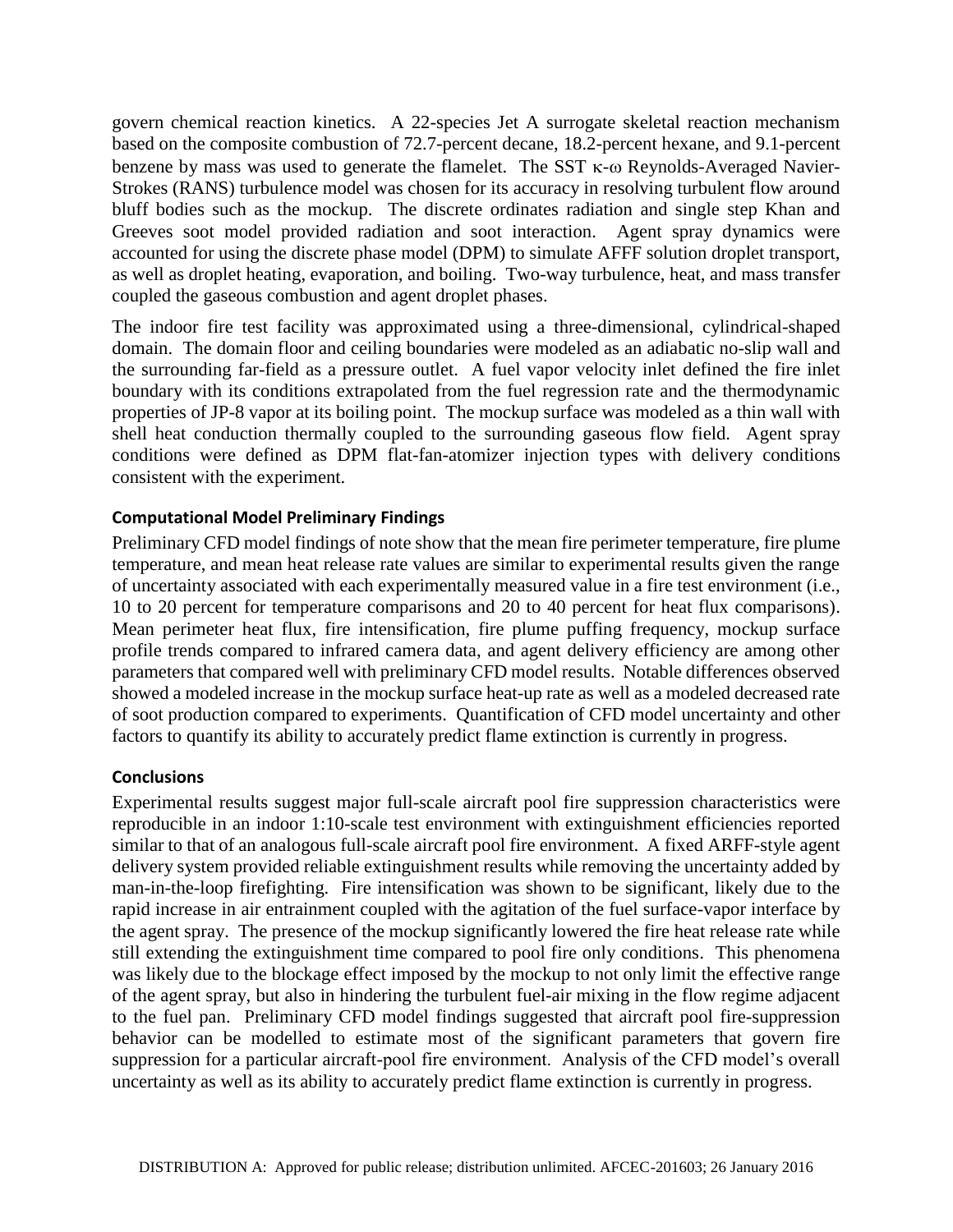govern chemical reaction kinetics. A 22-species Jet A surrogate skeletal reaction mechanism based on the composite combustion of 72.7-percent decane, 18.2-percent hexane, and 9.1-percent benzene by mass was used to generate the flamelet. The SST κ-ω Reynolds-Averaged Navier-Strokes (RANS) turbulence model was chosen for its accuracy in resolving turbulent flow around bluff bodies such as the mockup. The discrete ordinates radiation and single step Khan and Greeves soot model provided radiation and soot interaction. Agent spray dynamics were accounted for using the discrete phase model (DPM) to simulate AFFF solution droplet transport, as well as droplet heating, evaporation, and boiling. Two-way turbulence, heat, and mass transfer coupled the gaseous combustion and agent droplet phases.

The indoor fire test facility was approximated using a three-dimensional, cylindrical-shaped domain. The domain floor and ceiling boundaries were modeled as an adiabatic no-slip wall and the surrounding far-field as a pressure outlet. A fuel vapor velocity inlet defined the fire inlet boundary with its conditions extrapolated from the fuel regression rate and the thermodynamic properties of JP-8 vapor at its boiling point. The mockup surface was modeled as a thin wall with shell heat conduction thermally coupled to the surrounding gaseous flow field. Agent spray conditions were defined as DPM flat-fan-atomizer injection types with delivery conditions consistent with the experiment.

### Computational Model Preliminary Findings

Preliminary CFD model findings of note show that the mean fire perimeter temperature, fire plume temperature, and mean heat release rate values are similar to experimental results given the range of uncertainty associated with each experimentally measured value in a fire test environment (i.e., 10 to 20 percent for temperature comparisons and 20 to 40 percent for heat flux comparisons). Mean perimeter heat flux, fire intensification, fire plume puffing frequency, mockup surface profile trends compared to infrared camera data, and agent delivery efficiency are among other parameters that compared well with preliminary CFD model results. Notable differences observed showed a modeled increase in the mockup surface heat-up rate as well as a modeled decreased rate of soot production compared to experiments. Quantification of CFD model uncertainty and other factors to quantify its ability to accurately predict flame extinction is currently in progress.

### Conclusions

Experimental results suggest major full-scale aircraft pool fire suppression characteristics were reproducible in an indoor 1:10-scale test environment with extinguishment efficiencies reported similar to that of an analogous full-scale aircraft pool fire environment. A fixed ARFF-style agent delivery system provided reliable extinguishment results while removing the uncertainty added by man-in-the-loop firefighting. Fire intensification was shown to be significant, likely due to the rapid increase in air entrainment coupled with the agitation of the fuel surface-vapor interface by the agent spray. The presence of the mockup significantly lowered the fire heat release rate while still extending the extinguishment time compared to pool fire only conditions. This phenomena was likely due to the blockage effect imposed by the mockup to not only limit the effective range of the agent spray, but also in hindering the turbulent fuel-air mixing in the flow regime adjacent to the fuel pan. Preliminary CFD model findings suggested that aircraft pool fire-suppression behavior can be modelled to estimate most of the significant parameters that govern fire suppression for a particular aircraft-pool fire environment. Analysis of the CFD model's overall uncertainty as well as its ability to accurately predict flame extinction is currently in progress.

DISTRIBUTION A: Approved for public release; distribution unlimited. AFCEC-201603; 26 January 2016